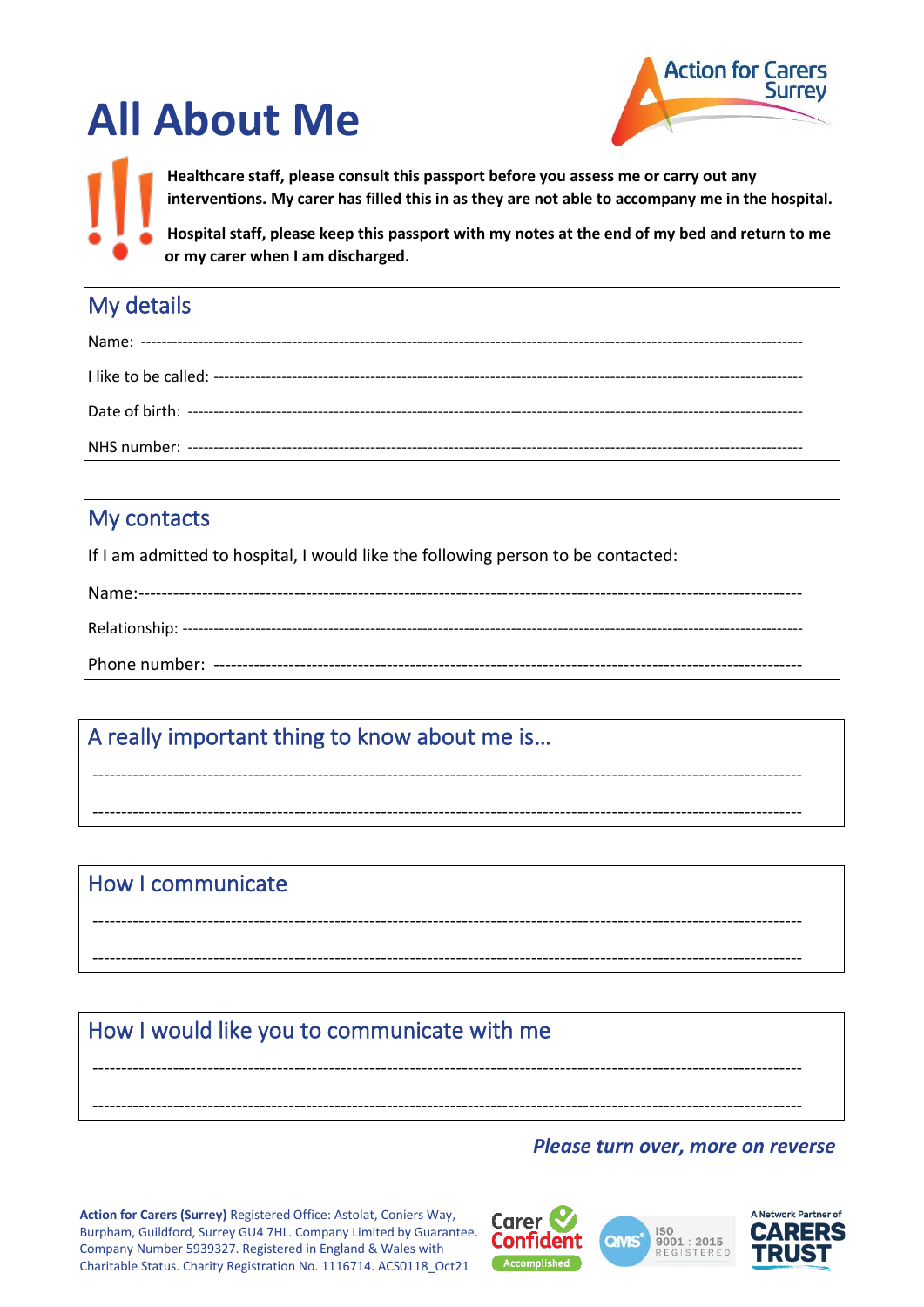# All About Me

**Healthcare staff, please consult this passport before you assess me or carry out any interventions. My carer has filled this in as they are not able to accompany me in the hospital.**

**Hospital staff, please keep this passport with my notes at the end of my bed and return to me or my carer when I am discharged.**

## My details

Name: ------------------------------------------------------------------------------------------------------------------

I like to be called: ------------------------------------------------------------------------------------------------------

Date of birth: ------------------------------------------------------------------------------------------------------------

NHS number: ------------------------------------------------------------------------------------------------------------

## My contacts

If I am admitted to hospital, I would like the following person to be contacted:

Name:------------------------------------------------------------------------------------------------------------------

Relationship: ------------------------------------------------------------------------------------------------------------

Phone number: ---------------------------------------------------------------------------------------------------------

## A really important thing to know about me is…

---------------------------------------------------------------------------------------------------------------------------

---------------------------------------------------------------------------------------------------------------------------

## How I communicate

---------------------------------------------------------------------------------------------------------------------------

---------------------------------------------------------------------------------------------------------------------------

## How I would like you to communicate with me

---------------------------------------------------------------------------------------------------------------------------

---------------------------------------------------------------------------------------------------------------------------

***Please turn over, more on reverse***

**Action for Carers (Surrey)** Registered Office: Astolat, Coniers Way, Burpham, Guildford, Surrey GU4 7HL. Company Limited by Guarantee. Company Number 5939327. Registered in England & Wales with Charitable Status. Charity Registration No. 1116714. ACS0118_Oct21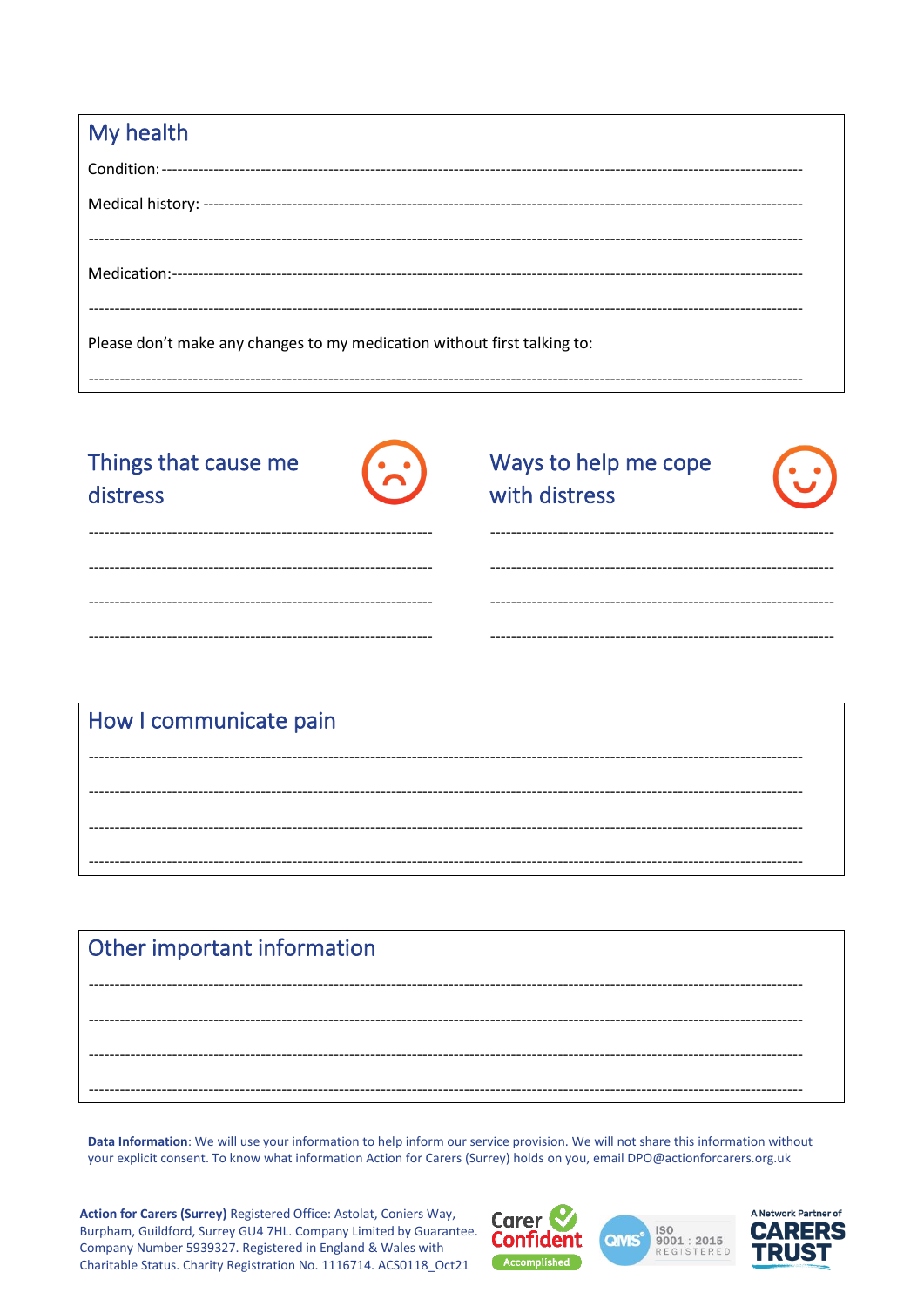## My health

Condition: ----------------------------------------------------------------------------------------------------------------

Medical history: ----------------------------------------------------------------------------------------------------------

----------------------------------------------------------------------------------------------------------------------------

Medication: -------------------------------------------------------------------------------------------------------------

----------------------------------------------------------------------------------------------------------------------------

Please don't make any changes to my medication without first talking to:

----------------------------------------------------------------------------------------------------------------------------

## Things that cause me distress

-------------------------------------------------------------------

-------------------------------------------------------------------

-------------------------------------------------------------------

-------------------------------------------------------------------

## Ways to help me cope with distress

-------------------------------------------------------------------

-------------------------------------------------------------------

-------------------------------------------------------------------

-------------------------------------------------------------------

## How I communicate pain

----------------------------------------------------------------------------------------------------------------------------

----------------------------------------------------------------------------------------------------------------------------

----------------------------------------------------------------------------------------------------------------------------

----------------------------------------------------------------------------------------------------------------------------

## Other important information

----------------------------------------------------------------------------------------------------------------------------

----------------------------------------------------------------------------------------------------------------------------

----------------------------------------------------------------------------------------------------------------------------

----------------------------------------------------------------------------------------------------------------------------

**Data Information**: We will use your information to help inform our service provision. We will not share this information without your explicit consent. To know what information Action for Carers (Surrey) holds on you, email DPO@actionforcarers.org.uk

**Action for Carers (Surrey)** Registered Office: Astolat, Coniers Way, Burpham, Guildford, Surrey GU4 7HL. Company Limited by Guarantee. Company Number 5939327. Registered in England & Wales with Charitable Status. Charity Registration No. 1116714. ACS0118_Oct21

Carer Confident Accomplished

QMS ISO 9001 : 2015 REGISTERED

A Network Partner of CARERS TRUST